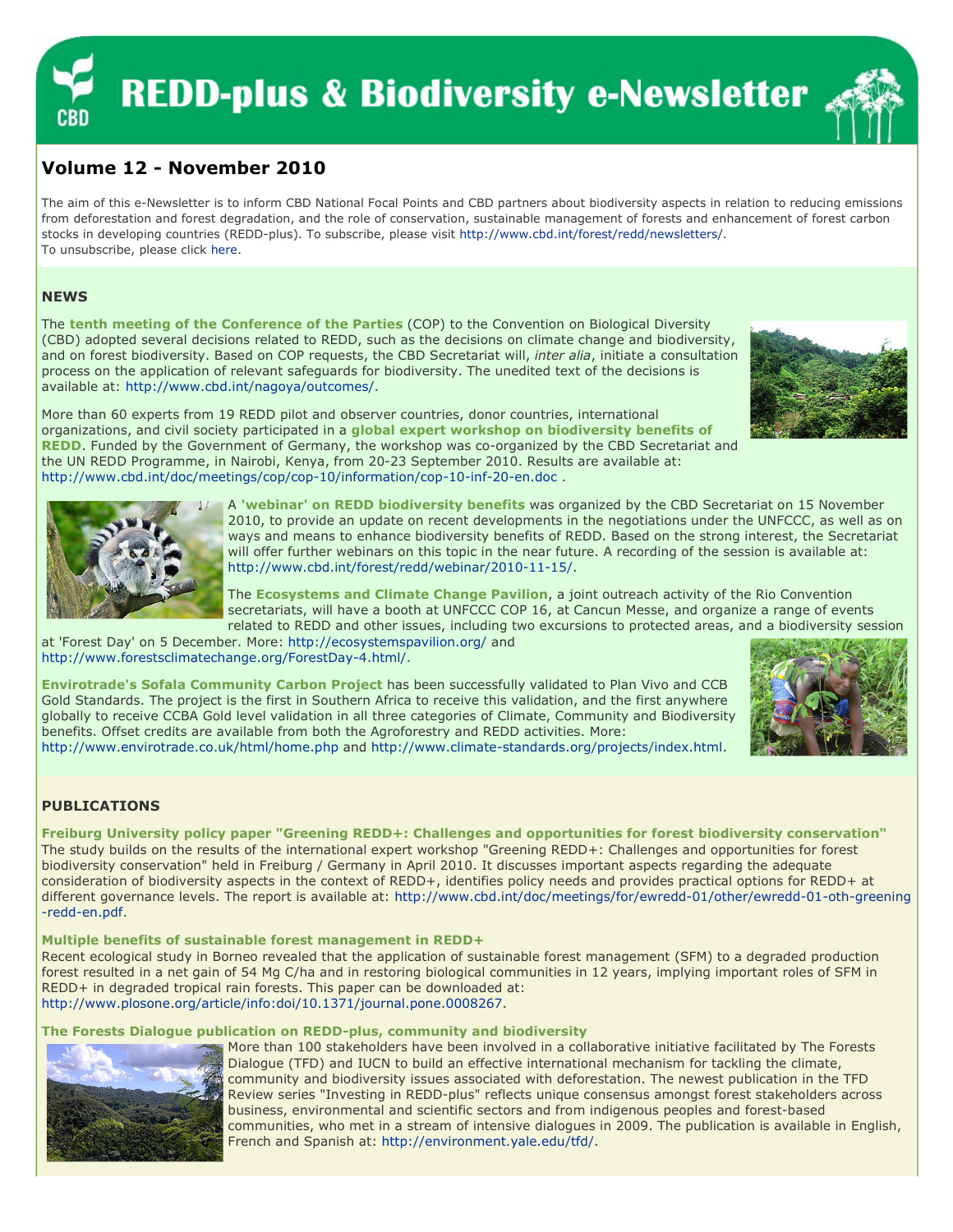# REDD-plus & Biodiversity e-Newsletter

## Volume 12 - November 2010

The aim of this e-Newsletter is to inform CBD National Focal Points and CBD partners about biodiversity aspects in relation to reducing emissions from deforestation and forest degradation, and the role of conservation, sustainable management of forests and enhancement of forest carbon stocks in developing countries (REDD-plus). To subscribe, please visit http://www.cbd.int/forest/redd/newsletters/.
To unsubscribe, please click here.

### NEWS

The **tenth meeting of the Conference of the Parties** (COP) to the Convention on Biological Diversity (CBD) adopted several decisions related to REDD, such as the decisions on climate change and biodiversity, and on forest biodiversity. Based on COP requests, the CBD Secretariat will, *inter alia*, initiate a consultation process on the application of relevant safeguards for biodiversity. The unedited text of the decisions is available at: http://www.cbd.int/nagoya/outcomes/.

More than 60 experts from 19 REDD pilot and observer countries, donor countries, international organizations, and civil society participated in a **global expert workshop on biodiversity benefits of REDD**. Funded by the Government of Germany, the workshop was co-organized by the CBD Secretariat and the UN REDD Programme, in Nairobi, Kenya, from 20-23 September 2010. Results are available at: http://www.cbd.int/doc/meetings/cop/cop-10/information/cop-10-inf-20-en.doc .

A **'webinar' on REDD biodiversity benefits** was organized by the CBD Secretariat on 15 November 2010, to provide an update on recent developments in the negotiations under the UNFCCC, as well as on ways and means to enhance biodiversity benefits of REDD. Based on the strong interest, the Secretariat will offer further webinars on this topic in the near future. A recording of the session is available at: http://www.cbd.int/forest/redd/webinar/2010-11-15/.

The **Ecosystems and Climate Change Pavilion**, a joint outreach activity of the Rio Convention secretariats, will have a booth at UNFCCC COP 16, at Cancun Messe, and organize a range of events related to REDD and other issues, including two excursions to protected areas, and a biodiversity session at 'Forest Day' on 5 December. More: http://ecosystemspavilion.org/ and http://www.forestsclimatechange.org/ForestDay-4.html/.

**Envirotrade's Sofala Community Carbon Project** has been successfully validated to Plan Vivo and CCB Gold Standards. The project is the first in Southern Africa to receive this validation, and the first anywhere globally to receive CCBA Gold level validation in all three categories of Climate, Community and Biodiversity benefits. Offset credits are available from both the Agroforestry and REDD activities. More: http://www.envirotrade.co.uk/html/home.php and http://www.climate-standards.org/projects/index.html.

### PUBLICATIONS

**Freiburg University policy paper "Greening REDD+: Challenges and opportunities for forest biodiversity conservation"**
The study builds on the results of the international expert workshop "Greening REDD+: Challenges and opportunities for forest biodiversity conservation" held in Freiburg / Germany in April 2010. It discusses important aspects regarding the adequate consideration of biodiversity aspects in the context of REDD+, identifies policy needs and provides practical options for REDD+ at different governance levels. The report is available at: http://www.cbd.int/doc/meetings/for/ewredd-01/other/ewredd-01-oth-greening-redd-en.pdf.

**Multiple benefits of sustainable forest management in REDD+**
Recent ecological study in Borneo revealed that the application of sustainable forest management (SFM) to a degraded production forest resulted in a net gain of 54 Mg C/ha and in restoring biological communities in 12 years, implying important roles of SFM in REDD+ in degraded tropical rain forests. This paper can be downloaded at: http://www.plosone.org/article/info:doi/10.1371/journal.pone.0008267.

**The Forests Dialogue publication on REDD-plus, community and biodiversity**
More than 100 stakeholders have been involved in a collaborative initiative facilitated by The Forests Dialogue (TFD) and IUCN to build an effective international mechanism for tackling the climate, community and biodiversity issues associated with deforestation. The newest publication in the TFD Review series "Investing in REDD-plus" reflects unique consensus amongst forest stakeholders across business, environmental and scientific sectors and from indigenous peoples and forest-based communities, who met in a stream of intensive dialogues in 2009. The publication is available in English, French and Spanish at: http://environment.yale.edu/tfd/.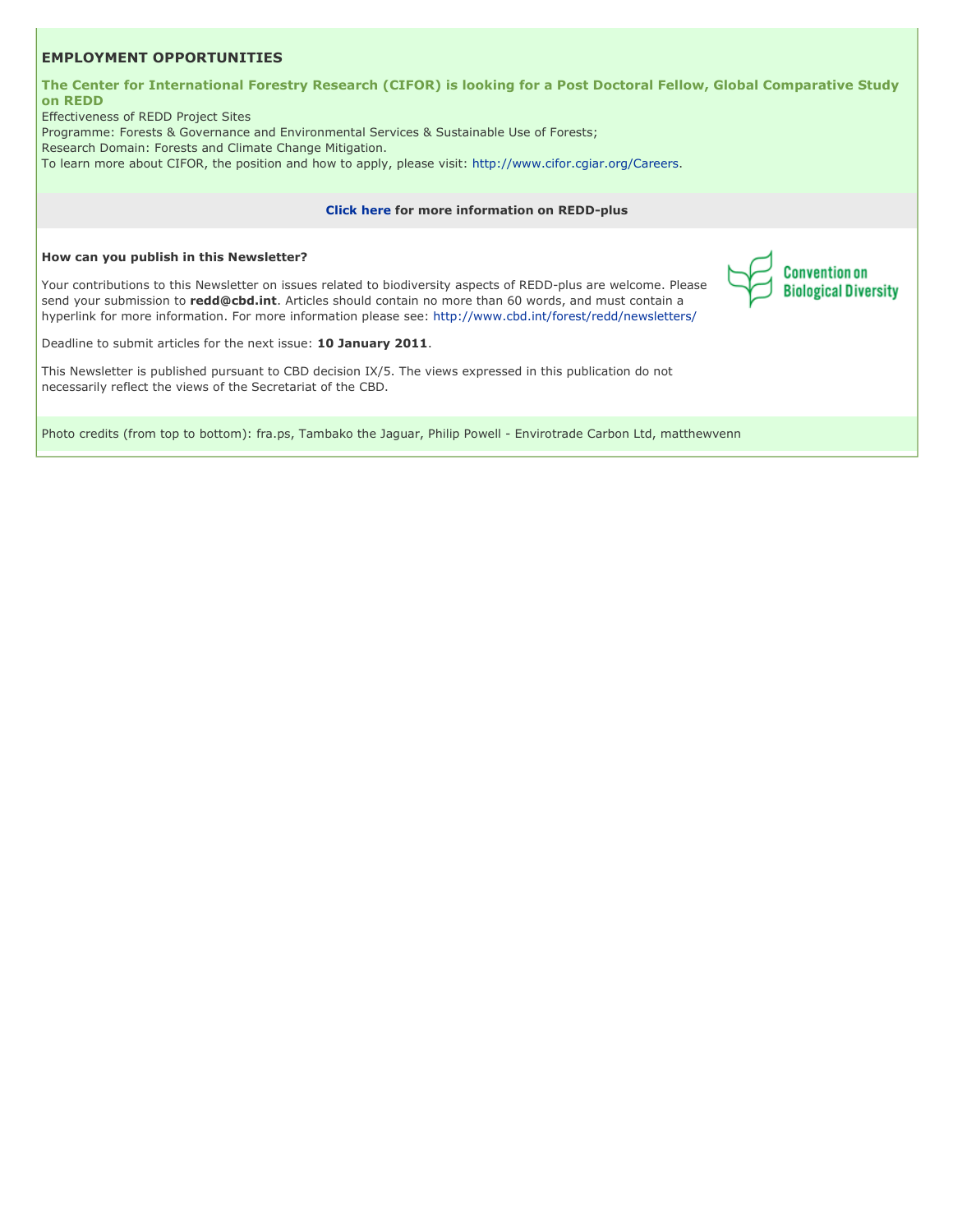## EMPLOYMENT OPPORTUNITIES

### The Center for International Forestry Research (CIFOR) is looking for a Post Doctoral Fellow, Global Comparative Study on REDD

Effectiveness of REDD Project Sites
Programme: Forests & Governance and Environmental Services & Sustainable Use of Forests;
Research Domain: Forests and Climate Change Mitigation.
To learn more about CIFOR, the position and how to apply, please visit: http://www.cifor.cgiar.org/Careers.

**Click here for more information on REDD-plus**

**How can you publish in this Newsletter?**

Your contributions to this Newsletter on issues related to biodiversity aspects of REDD-plus are welcome. Please send your submission to **redd@cbd.int**. Articles should contain no more than 60 words, and must contain a hyperlink for more information. For more information please see: http://www.cbd.int/forest/redd/newsletters/

Convention on Biological Diversity

Deadline to submit articles for the next issue: **10 January 2011**.

This Newsletter is published pursuant to CBD decision IX/5. The views expressed in this publication do not necessarily reflect the views of the Secretariat of the CBD.

Photo credits (from top to bottom): fra.ps, Tambako the Jaguar, Philip Powell - Envirotrade Carbon Ltd, matthewvenn